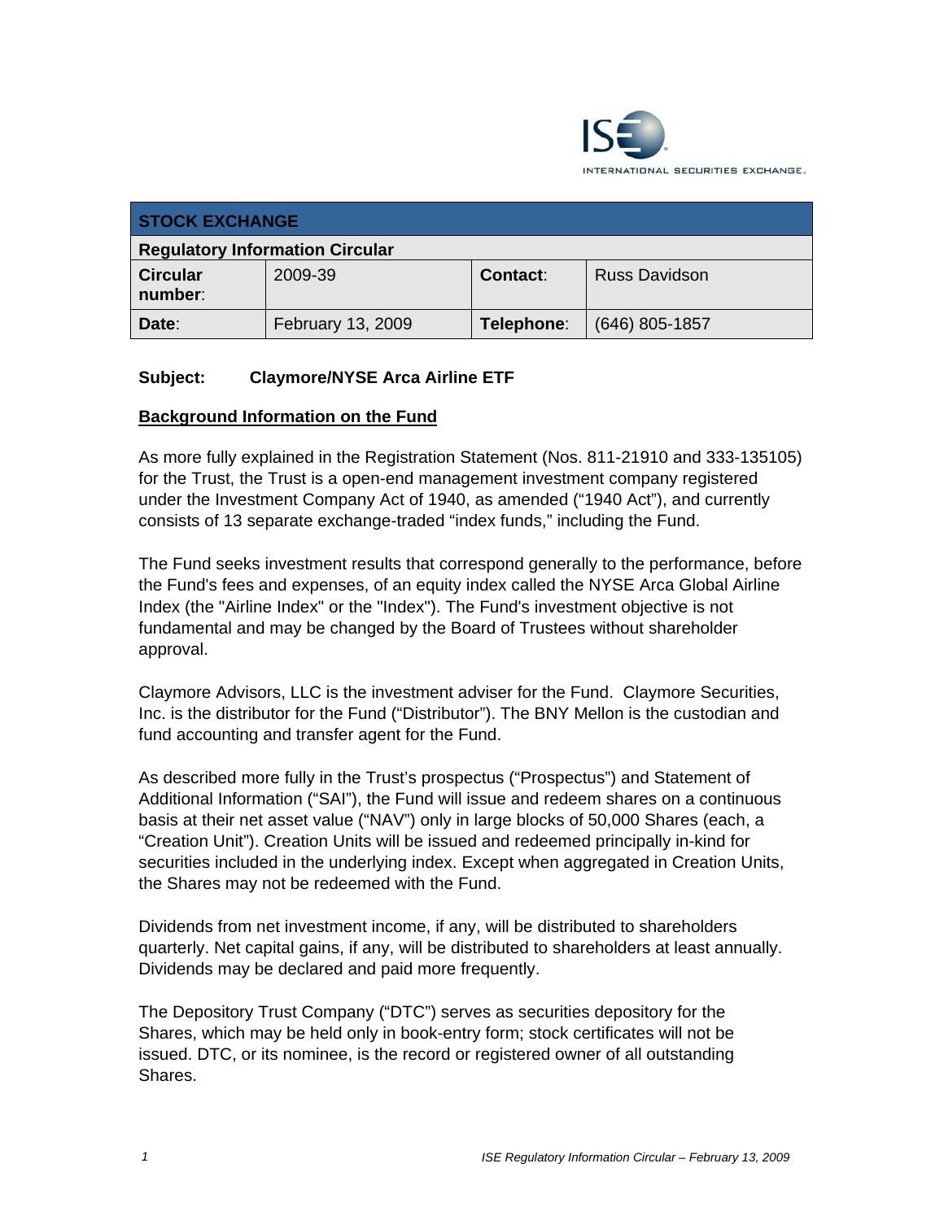| STOCK EXCHANGE | | | |
|---|---|---|---|
| **Regulatory Information Circular** | | | |
| **Circular number:** | 2009-39 | **Contact:** | Russ Davidson |
| **Date:** | February 13, 2009 | **Telephone:** | (646) 805-1857 |

**Subject: Claymore/NYSE Arca Airline ETF**

## Background Information on the Fund

As more fully explained in the Registration Statement (Nos. 811-21910 and 333-135105) for the Trust, the Trust is a open-end management investment company registered under the Investment Company Act of 1940, as amended ("1940 Act"), and currently consists of 13 separate exchange-traded "index funds," including the Fund.

The Fund seeks investment results that correspond generally to the performance, before the Fund's fees and expenses, of an equity index called the NYSE Arca Global Airline Index (the "Airline Index" or the "Index"). The Fund's investment objective is not fundamental and may be changed by the Board of Trustees without shareholder approval.

Claymore Advisors, LLC is the investment adviser for the Fund. Claymore Securities, Inc. is the distributor for the Fund ("Distributor"). The BNY Mellon is the custodian and fund accounting and transfer agent for the Fund.

As described more fully in the Trust's prospectus ("Prospectus") and Statement of Additional Information ("SAI"), the Fund will issue and redeem shares on a continuous basis at their net asset value ("NAV") only in large blocks of 50,000 Shares (each, a "Creation Unit"). Creation Units will be issued and redeemed principally in-kind for securities included in the underlying index. Except when aggregated in Creation Units, the Shares may not be redeemed with the Fund.

Dividends from net investment income, if any, will be distributed to shareholders quarterly. Net capital gains, if any, will be distributed to shareholders at least annually. Dividends may be declared and paid more frequently.

The Depository Trust Company ("DTC") serves as securities depository for the Shares, which may be held only in book-entry form; stock certificates will not be issued. DTC, or its nominee, is the record or registered owner of all outstanding Shares.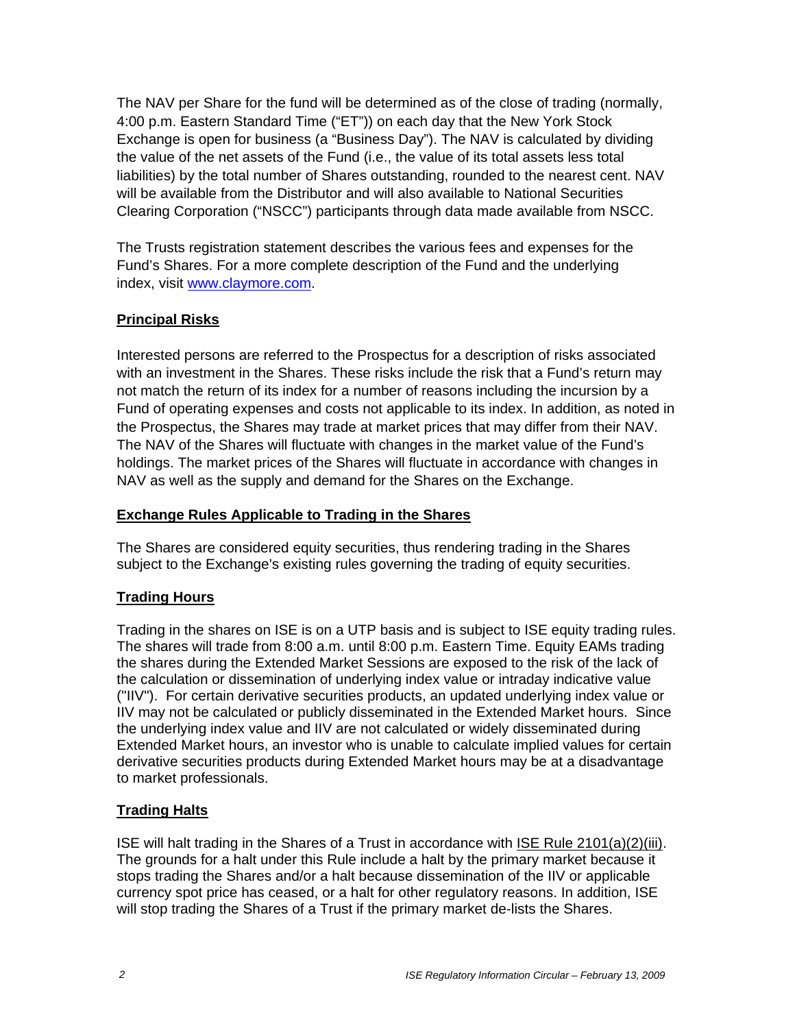The NAV per Share for the fund will be determined as of the close of trading (normally, 4:00 p.m. Eastern Standard Time ("ET")) on each day that the New York Stock Exchange is open for business (a "Business Day"). The NAV is calculated by dividing the value of the net assets of the Fund (i.e., the value of its total assets less total liabilities) by the total number of Shares outstanding, rounded to the nearest cent. NAV will be available from the Distributor and will also available to National Securities Clearing Corporation ("NSCC") participants through data made available from NSCC.

The Trusts registration statement describes the various fees and expenses for the Fund's Shares. For a more complete description of the Fund and the underlying index, visit www.claymore.com.

## Principal Risks

Interested persons are referred to the Prospectus for a description of risks associated with an investment in the Shares. These risks include the risk that a Fund's return may not match the return of its index for a number of reasons including the incursion by a Fund of operating expenses and costs not applicable to its index. In addition, as noted in the Prospectus, the Shares may trade at market prices that may differ from their NAV. The NAV of the Shares will fluctuate with changes in the market value of the Fund's holdings. The market prices of the Shares will fluctuate in accordance with changes in NAV as well as the supply and demand for the Shares on the Exchange.

## Exchange Rules Applicable to Trading in the Shares

The Shares are considered equity securities, thus rendering trading in the Shares subject to the Exchange's existing rules governing the trading of equity securities.

## Trading Hours

Trading in the shares on ISE is on a UTP basis and is subject to ISE equity trading rules. The shares will trade from 8:00 a.m. until 8:00 p.m. Eastern Time. Equity EAMs trading the shares during the Extended Market Sessions are exposed to the risk of the lack of the calculation or dissemination of underlying index value or intraday indicative value ("IIV"). For certain derivative securities products, an updated underlying index value or IIV may not be calculated or publicly disseminated in the Extended Market hours. Since the underlying index value and IIV are not calculated or widely disseminated during Extended Market hours, an investor who is unable to calculate implied values for certain derivative securities products during Extended Market hours may be at a disadvantage to market professionals.

## Trading Halts

ISE will halt trading in the Shares of a Trust in accordance with ISE Rule 2101(a)(2)(iii). The grounds for a halt under this Rule include a halt by the primary market because it stops trading the Shares and/or a halt because dissemination of the IIV or applicable currency spot price has ceased, or a halt for other regulatory reasons. In addition, ISE will stop trading the Shares of a Trust if the primary market de-lists the Shares.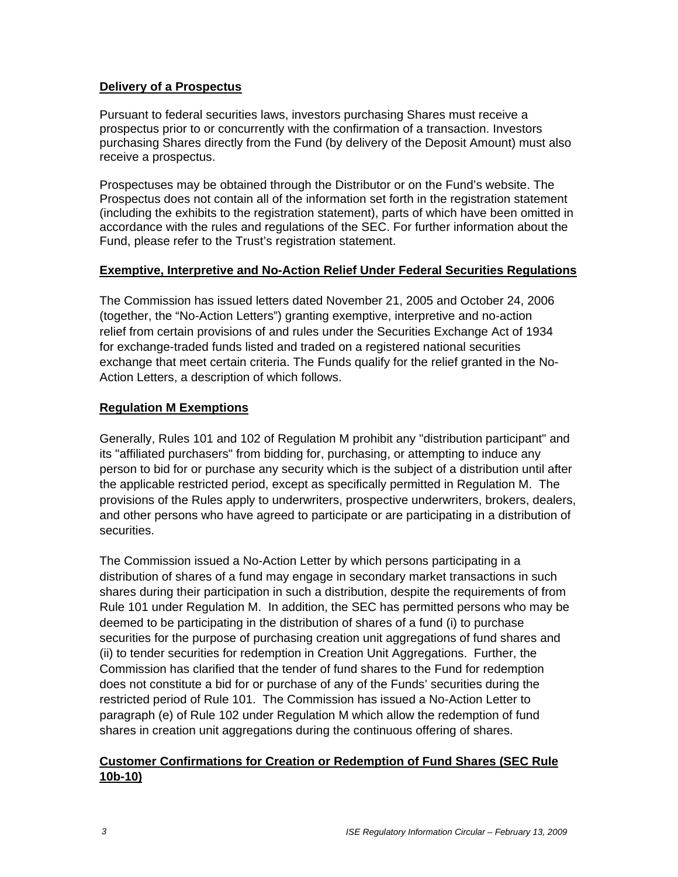## Delivery of a Prospectus

Pursuant to federal securities laws, investors purchasing Shares must receive a prospectus prior to or concurrently with the confirmation of a transaction. Investors purchasing Shares directly from the Fund (by delivery of the Deposit Amount) must also receive a prospectus.

Prospectuses may be obtained through the Distributor or on the Fund's website. The Prospectus does not contain all of the information set forth in the registration statement (including the exhibits to the registration statement), parts of which have been omitted in accordance with the rules and regulations of the SEC. For further information about the Fund, please refer to the Trust's registration statement.

## Exemptive, Interpretive and No-Action Relief Under Federal Securities Regulations

The Commission has issued letters dated November 21, 2005 and October 24, 2006 (together, the "No-Action Letters") granting exemptive, interpretive and no-action relief from certain provisions of and rules under the Securities Exchange Act of 1934 for exchange-traded funds listed and traded on a registered national securities exchange that meet certain criteria. The Funds qualify for the relief granted in the No-Action Letters, a description of which follows.

## Regulation M Exemptions

Generally, Rules 101 and 102 of Regulation M prohibit any "distribution participant" and its "affiliated purchasers" from bidding for, purchasing, or attempting to induce any person to bid for or purchase any security which is the subject of a distribution until after the applicable restricted period, except as specifically permitted in Regulation M. The provisions of the Rules apply to underwriters, prospective underwriters, brokers, dealers, and other persons who have agreed to participate or are participating in a distribution of securities.

The Commission issued a No-Action Letter by which persons participating in a distribution of shares of a fund may engage in secondary market transactions in such shares during their participation in such a distribution, despite the requirements of from Rule 101 under Regulation M. In addition, the SEC has permitted persons who may be deemed to be participating in the distribution of shares of a fund (i) to purchase securities for the purpose of purchasing creation unit aggregations of fund shares and (ii) to tender securities for redemption in Creation Unit Aggregations. Further, the Commission has clarified that the tender of fund shares to the Fund for redemption does not constitute a bid for or purchase of any of the Funds' securities during the restricted period of Rule 101. The Commission has issued a No-Action Letter to paragraph (e) of Rule 102 under Regulation M which allow the redemption of fund shares in creation unit aggregations during the continuous offering of shares.

## Customer Confirmations for Creation or Redemption of Fund Shares (SEC Rule 10b-10)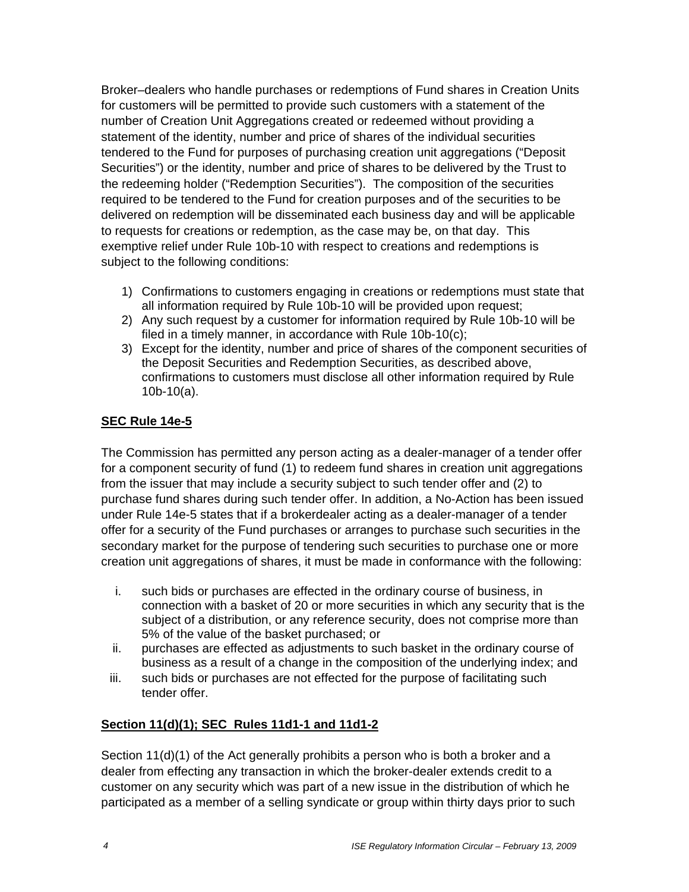Broker–dealers who handle purchases or redemptions of Fund shares in Creation Units for customers will be permitted to provide such customers with a statement of the number of Creation Unit Aggregations created or redeemed without providing a statement of the identity, number and price of shares of the individual securities tendered to the Fund for purposes of purchasing creation unit aggregations ("Deposit Securities") or the identity, number and price of shares to be delivered by the Trust to the redeeming holder ("Redemption Securities"). The composition of the securities required to be tendered to the Fund for creation purposes and of the securities to be delivered on redemption will be disseminated each business day and will be applicable to requests for creations or redemption, as the case may be, on that day. This exemptive relief under Rule 10b-10 with respect to creations and redemptions is subject to the following conditions:

1) Confirmations to customers engaging in creations or redemptions must state that all information required by Rule 10b-10 will be provided upon request;
2) Any such request by a customer for information required by Rule 10b-10 will be filed in a timely manner, in accordance with Rule 10b-10(c);
3) Except for the identity, number and price of shares of the component securities of the Deposit Securities and Redemption Securities, as described above, confirmations to customers must disclose all other information required by Rule 10b-10(a).

**SEC Rule 14e-5**

The Commission has permitted any person acting as a dealer-manager of a tender offer for a component security of fund (1) to redeem fund shares in creation unit aggregations from the issuer that may include a security subject to such tender offer and (2) to purchase fund shares during such tender offer. In addition, a No-Action has been issued under Rule 14e-5 states that if a brokerdealer acting as a dealer-manager of a tender offer for a security of the Fund purchases or arranges to purchase such securities in the secondary market for the purpose of tendering such securities to purchase one or more creation unit aggregations of shares, it must be made in conformance with the following:

i. such bids or purchases are effected in the ordinary course of business, in connection with a basket of 20 or more securities in which any security that is the subject of a distribution, or any reference security, does not comprise more than 5% of the value of the basket purchased; or
ii. purchases are effected as adjustments to such basket in the ordinary course of business as a result of a change in the composition of the underlying index; and
iii. such bids or purchases are not effected for the purpose of facilitating such tender offer.

**Section 11(d)(1); SEC Rules 11d1-1 and 11d1-2**

Section 11(d)(1) of the Act generally prohibits a person who is both a broker and a dealer from effecting any transaction in which the broker-dealer extends credit to a customer on any security which was part of a new issue in the distribution of which he participated as a member of a selling syndicate or group within thirty days prior to such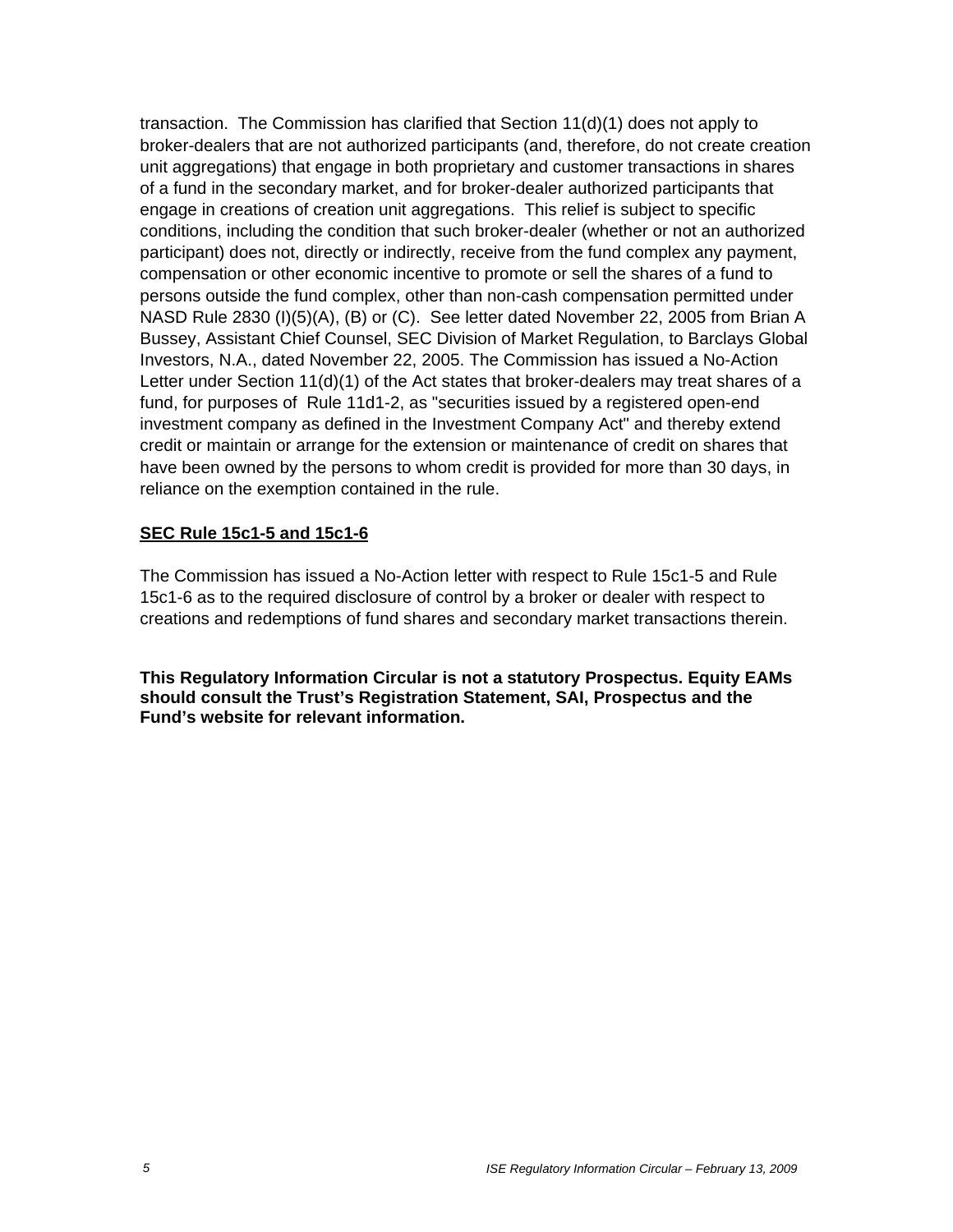transaction. The Commission has clarified that Section 11(d)(1) does not apply to broker-dealers that are not authorized participants (and, therefore, do not create creation unit aggregations) that engage in both proprietary and customer transactions in shares of a fund in the secondary market, and for broker-dealer authorized participants that engage in creations of creation unit aggregations. This relief is subject to specific conditions, including the condition that such broker-dealer (whether or not an authorized participant) does not, directly or indirectly, receive from the fund complex any payment, compensation or other economic incentive to promote or sell the shares of a fund to persons outside the fund complex, other than non-cash compensation permitted under NASD Rule 2830 (I)(5)(A), (B) or (C). See letter dated November 22, 2005 from Brian A Bussey, Assistant Chief Counsel, SEC Division of Market Regulation, to Barclays Global Investors, N.A., dated November 22, 2005. The Commission has issued a No-Action Letter under Section 11(d)(1) of the Act states that broker-dealers may treat shares of a fund, for purposes of Rule 11d1-2, as "securities issued by a registered open-end investment company as defined in the Investment Company Act" and thereby extend credit or maintain or arrange for the extension or maintenance of credit on shares that have been owned by the persons to whom credit is provided for more than 30 days, in reliance on the exemption contained in the rule.

**SEC Rule 15c1-5 and 15c1-6**

The Commission has issued a No-Action letter with respect to Rule 15c1-5 and Rule 15c1-6 as to the required disclosure of control by a broker or dealer with respect to creations and redemptions of fund shares and secondary market transactions therein.

**This Regulatory Information Circular is not a statutory Prospectus. Equity EAMs should consult the Trust's Registration Statement, SAI, Prospectus and the Fund's website for relevant information.**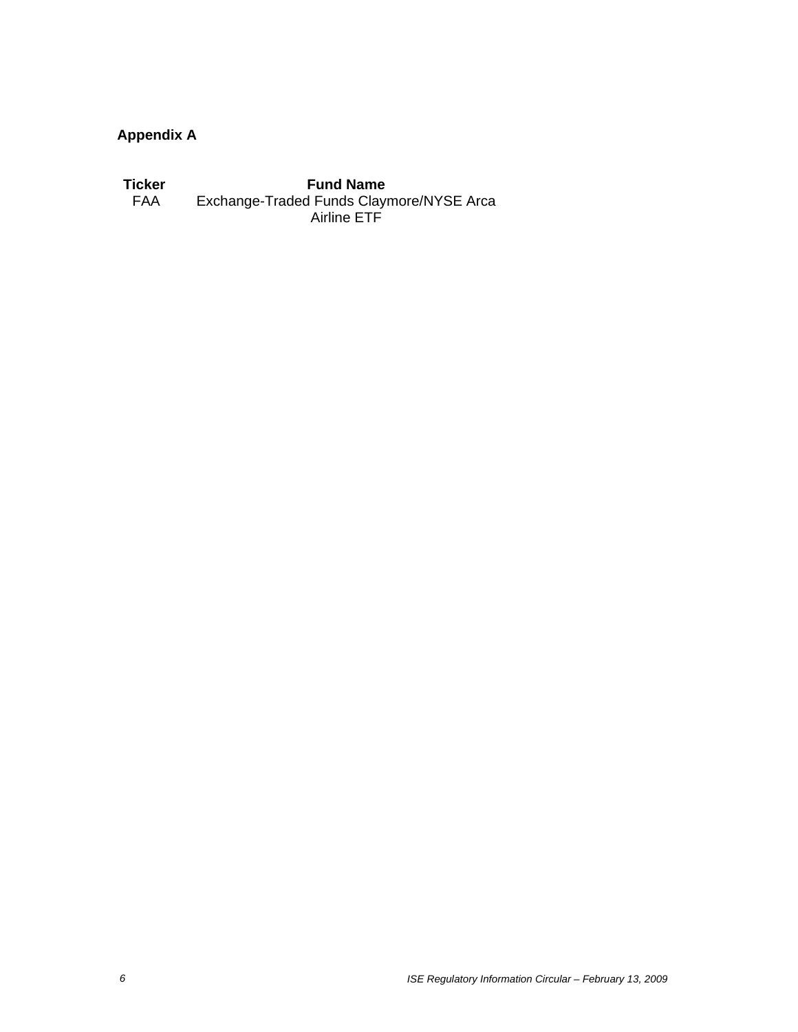**Appendix A**

| Ticker | Fund Name |
|---|---|
| FAA | Exchange-Traded Funds Claymore/NYSE Arca Airline ETF |